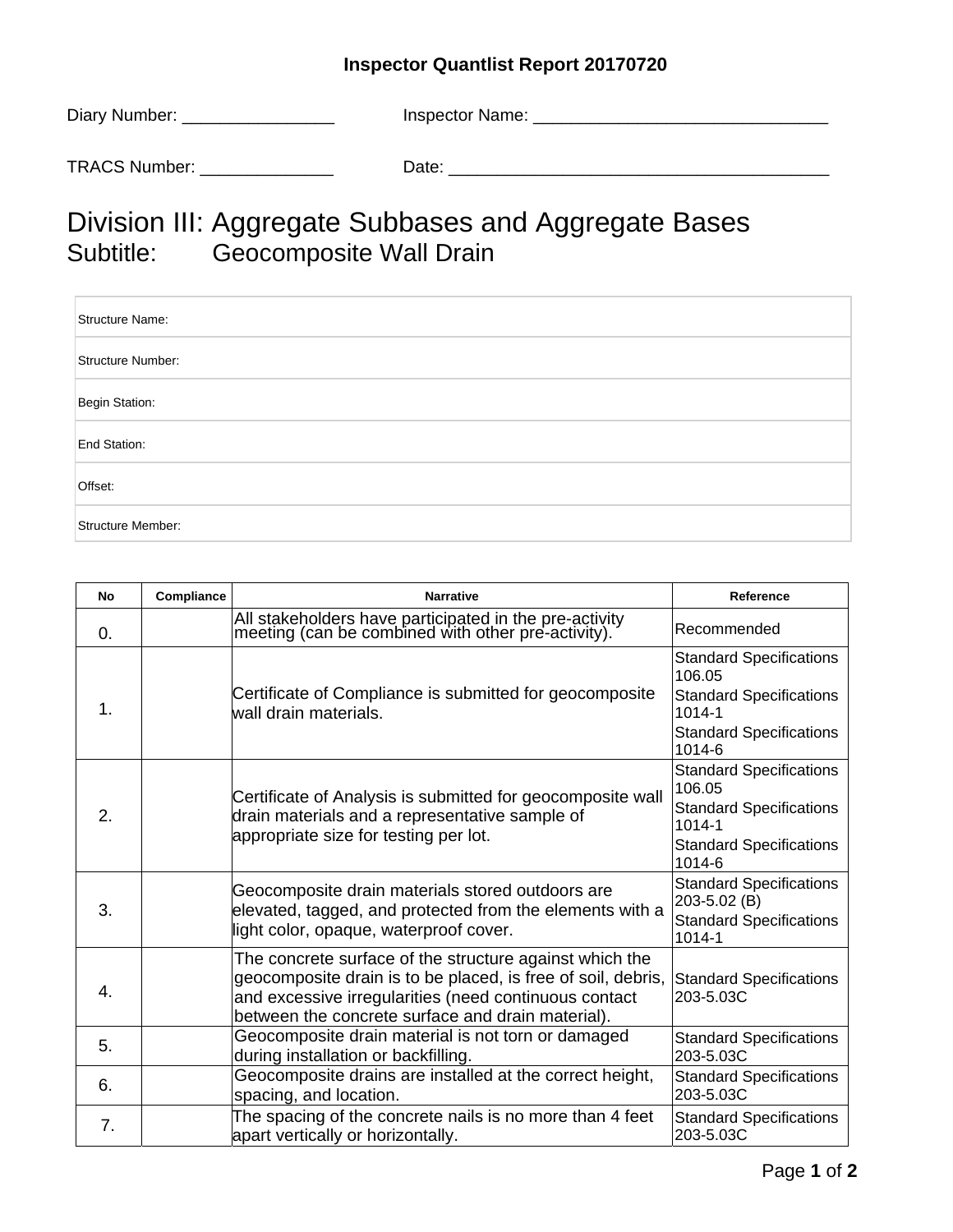**Inspector Quantlist Report 20170720**

Diary Number: ________________ Inspector Name: _______________________________

TRACS Number: ______________ Date: ________________________________________

# Division III: Aggregate Subbases and Aggregate Bases

## Subtitle: Geocomposite Wall Drain

| |
|---|
| Structure Name: |
| Structure Number: |
| Begin Station: |
| End Station: |
| Offset: |
| Structure Member: |

| No | Compliance | Narrative | Reference |
|---|---|---|---|
| 0. | | All stakeholders have participated in the pre-activity meeting (can be combined with other pre-activity). | Recommended |
| 1. | | Certificate of Compliance is submitted for geocomposite wall drain materials. | Standard Specifications 106.05<br>Standard Specifications 1014-1<br>Standard Specifications 1014-6 |
| 2. | | Certificate of Analysis is submitted for geocomposite wall drain materials and a representative sample of appropriate size for testing per lot. | Standard Specifications 106.05<br>Standard Specifications 1014-1<br>Standard Specifications 1014-6 |
| 3. | | Geocomposite drain materials stored outdoors are elevated, tagged, and protected from the elements with a light color, opaque, waterproof cover. | Standard Specifications 203-5.02 (B)<br>Standard Specifications 1014-1 |
| 4. | | The concrete surface of the structure against which the geocomposite drain is to be placed, is free of soil, debris, and excessive irregularities (need continuous contact between the concrete surface and drain material). | Standard Specifications 203-5.03C |
| 5. | | Geocomposite drain material is not torn or damaged during installation or backfilling. | Standard Specifications 203-5.03C |
| 6. | | Geocomposite drains are installed at the correct height, spacing, and location. | Standard Specifications 203-5.03C |
| 7. | | The spacing of the concrete nails is no more than 4 feet apart vertically or horizontally. | Standard Specifications 203-5.03C |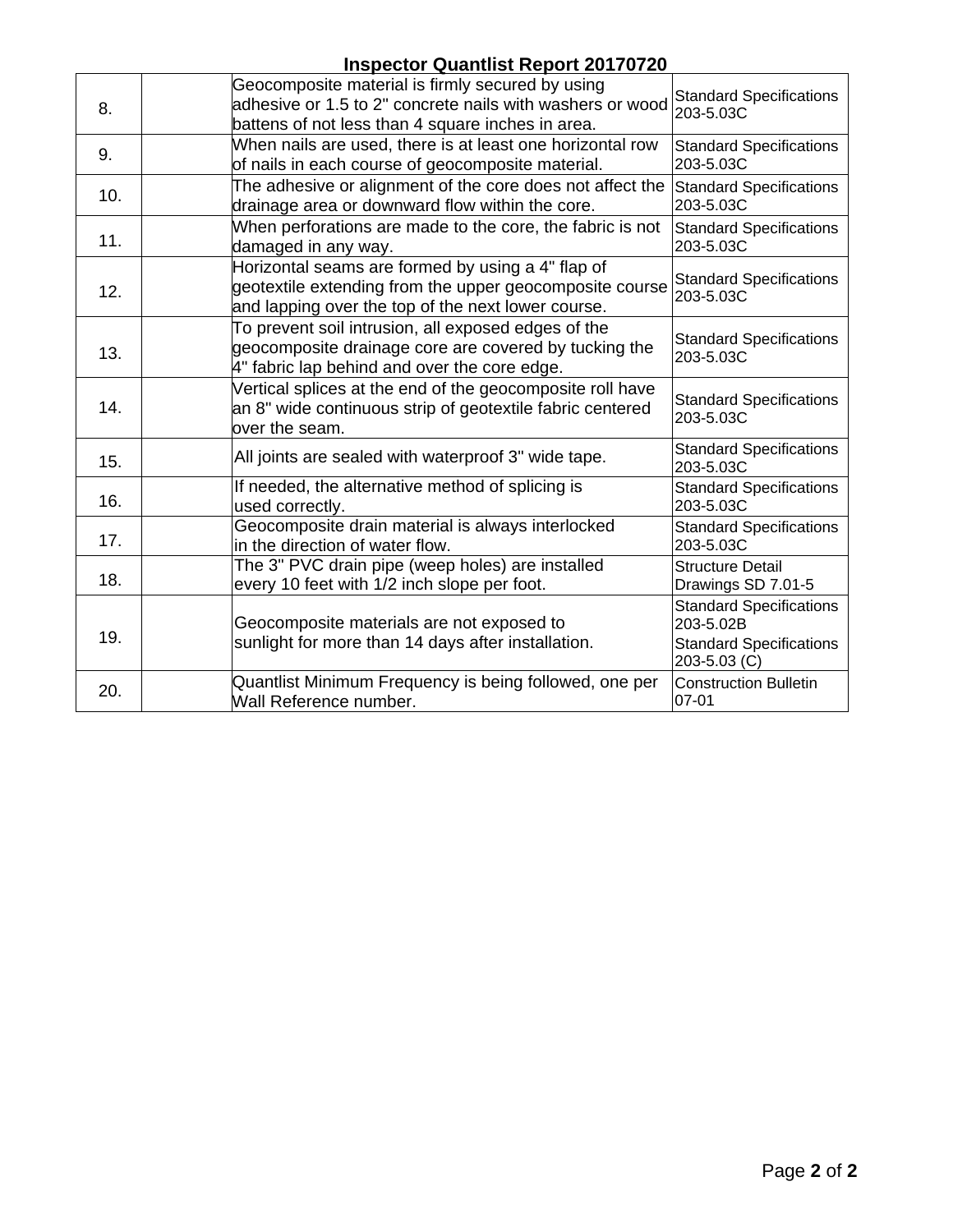**Inspector Quantlist Report 20170720**

| | | | |
|---|---|---|---|
| 8. | | Geocomposite material is firmly secured by using adhesive or 1.5 to 2" concrete nails with washers or wood battens of not less than 4 square inches in area. | Standard Specifications 203-5.03C |
| 9. | | When nails are used, there is at least one horizontal row of nails in each course of geocomposite material. | Standard Specifications 203-5.03C |
| 10. | | The adhesive or alignment of the core does not affect the drainage area or downward flow within the core. | Standard Specifications 203-5.03C |
| 11. | | When perforations are made to the core, the fabric is not damaged in any way. | Standard Specifications 203-5.03C |
| 12. | | Horizontal seams are formed by using a 4" flap of geotextile extending from the upper geocomposite course and lapping over the top of the next lower course. | Standard Specifications 203-5.03C |
| 13. | | To prevent soil intrusion, all exposed edges of the geocomposite drainage core are covered by tucking the 4" fabric lap behind and over the core edge. | Standard Specifications 203-5.03C |
| 14. | | Vertical splices at the end of the geocomposite roll have an 8" wide continuous strip of geotextile fabric centered over the seam. | Standard Specifications 203-5.03C |
| 15. | | All joints are sealed with waterproof 3" wide tape. | Standard Specifications 203-5.03C |
| 16. | | If needed, the alternative method of splicing is used correctly. | Standard Specifications 203-5.03C |
| 17. | | Geocomposite drain material is always interlocked in the direction of water flow. | Standard Specifications 203-5.03C |
| 18. | | The 3" PVC drain pipe (weep holes) are installed every 10 feet with 1/2 inch slope per foot. | Structure Detail Drawings SD 7.01-5 |
| 19. | | Geocomposite materials are not exposed to sunlight for more than 14 days after installation. | Standard Specifications 203-5.02B<br>Standard Specifications 203-5.03 (C) |
| 20. | | Quantlist Minimum Frequency is being followed, one per Wall Reference number. | Construction Bulletin 07-01 |